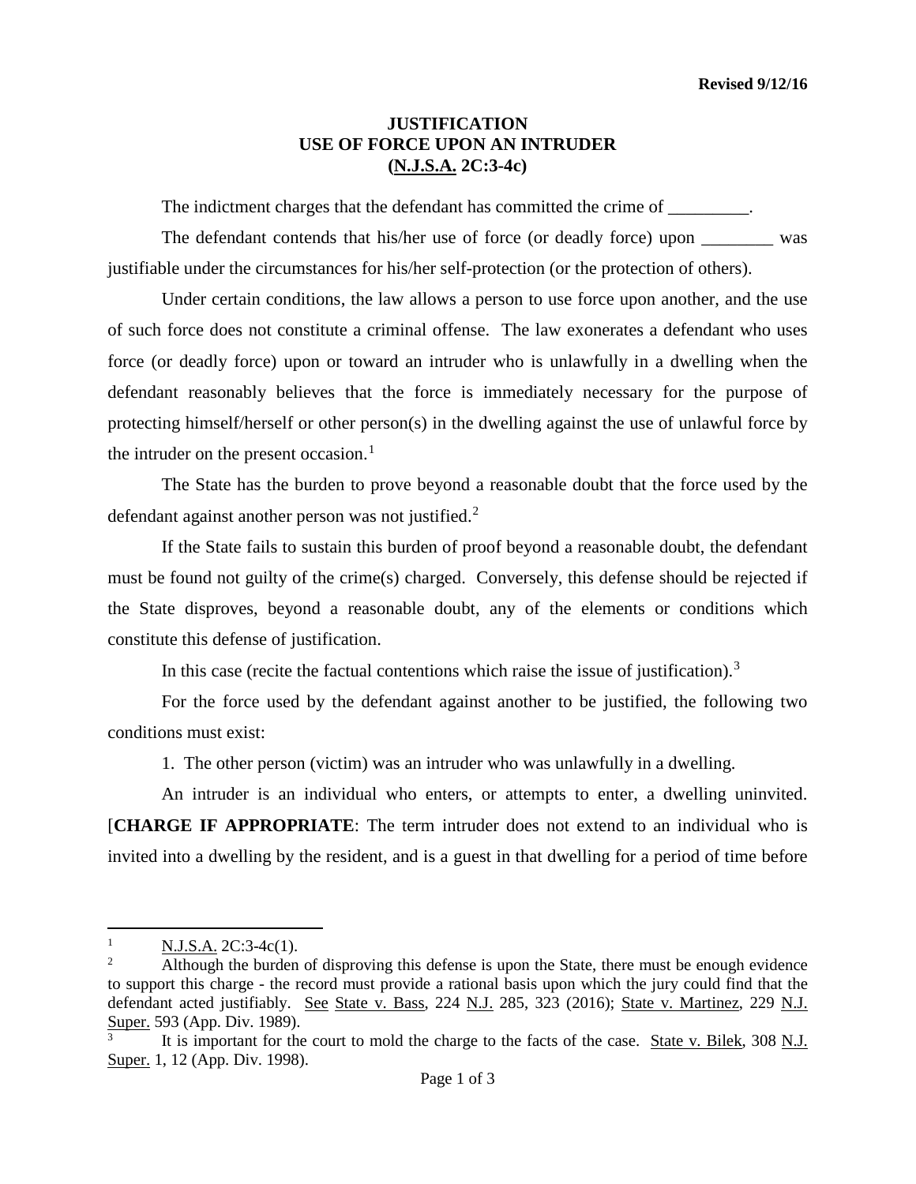**Revised 9/12/16**

# JUSTIFICATION
# USE OF FORCE UPON AN INTRUDER
# (N.J.S.A. 2C:3-4c)

The indictment charges that the defendant has committed the crime of _________.

The defendant contends that his/her use of force (or deadly force) upon ________ was justifiable under the circumstances for his/her self-protection (or the protection of others).

Under certain conditions, the law allows a person to use force upon another, and the use of such force does not constitute a criminal offense. The law exonerates a defendant who uses force (or deadly force) upon or toward an intruder who is unlawfully in a dwelling when the defendant reasonably believes that the force is immediately necessary for the purpose of protecting himself/herself or other person(s) in the dwelling against the use of unlawful force by the intruder on the present occasion.[1]

The State has the burden to prove beyond a reasonable doubt that the force used by the defendant against another person was not justified.[2]

If the State fails to sustain this burden of proof beyond a reasonable doubt, the defendant must be found not guilty of the crime(s) charged. Conversely, this defense should be rejected if the State disproves, beyond a reasonable doubt, any of the elements or conditions which constitute this defense of justification.

In this case (recite the factual contentions which raise the issue of justification).[3]

For the force used by the defendant against another to be justified, the following two conditions must exist:

1. The other person (victim) was an intruder who was unlawfully in a dwelling.

An intruder is an individual who enters, or attempts to enter, a dwelling uninvited. [**CHARGE IF APPROPRIATE**: The term intruder does not extend to an individual who is invited into a dwelling by the resident, and is a guest in that dwelling for a period of time before

---

[1] N.J.S.A. 2C:3-4c(1).

[2] Although the burden of disproving this defense is upon the State, there must be enough evidence to support this charge - the record must provide a rational basis upon which the jury could find that the defendant acted justifiably. See State v. Bass, 224 N.J. 285, 323 (2016); State v. Martinez, 229 N.J. Super. 593 (App. Div. 1989).

[3] It is important for the court to mold the charge to the facts of the case. State v. Bilek, 308 N.J. Super. 1, 12 (App. Div. 1998).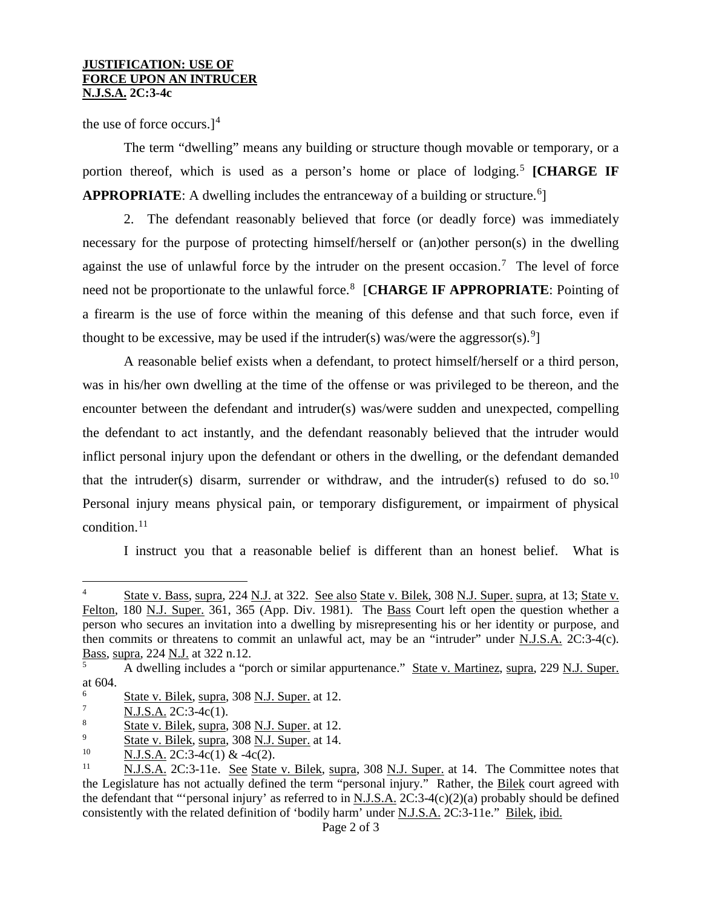the use of force occurs.][4]

The term "dwelling" means any building or structure though movable or temporary, or a portion thereof, which is used as a person's home or place of lodging.[5] **[CHARGE IF APPROPRIATE**: A dwelling includes the entranceway of a building or structure.[6]]

2. The defendant reasonably believed that force (or deadly force) was immediately necessary for the purpose of protecting himself/herself or (an)other person(s) in the dwelling against the use of unlawful force by the intruder on the present occasion.[7] The level of force need not be proportionate to the unlawful force.[8] [**CHARGE IF APPROPRIATE**: Pointing of a firearm is the use of force within the meaning of this defense and that such force, even if thought to be excessive, may be used if the intruder(s) was/were the aggressor(s).[9]]

A reasonable belief exists when a defendant, to protect himself/herself or a third person, was in his/her own dwelling at the time of the offense or was privileged to be thereon, and the encounter between the defendant and intruder(s) was/were sudden and unexpected, compelling the defendant to act instantly, and the defendant reasonably believed that the intruder would inflict personal injury upon the defendant or others in the dwelling, or the defendant demanded that the intruder(s) disarm, surrender or withdraw, and the intruder(s) refused to do so.[10] Personal injury means physical pain, or temporary disfigurement, or impairment of physical condition.[11]

I instruct you that a reasonable belief is different than an honest belief. What is

---

[4] State v. Bass, supra, 224 N.J. at 322. See also State v. Bilek, 308 N.J. Super. supra, at 13; State v. Felton, 180 N.J. Super. 361, 365 (App. Div. 1981). The Bass Court left open the question whether a person who secures an invitation into a dwelling by misrepresenting his or her identity or purpose, and then commits or threatens to commit an unlawful act, may be an "intruder" under N.J.S.A. 2C:3-4(c). Bass, supra, 224 N.J. at 322 n.12.

[5] A dwelling includes a "porch or similar appurtenance." State v. Martinez, supra, 229 N.J. Super. at 604.

[6] State v. Bilek, supra, 308 N.J. Super. at 12.

[7] N.J.S.A. 2C:3-4c(1).

[8] State v. Bilek, supra, 308 N.J. Super. at 12.

[9] State v. Bilek, supra, 308 N.J. Super. at 14.

[10] N.J.S.A. 2C:3-4c(1) & -4c(2).

[11] N.J.S.A. 2C:3-11e. See State v. Bilek, supra, 308 N.J. Super. at 14. The Committee notes that the Legislature has not actually defined the term "personal injury." Rather, the Bilek court agreed with the defendant that "'personal injury' as referred to in N.J.S.A. 2C:3-4(c)(2)(a) probably should be defined consistently with the related definition of 'bodily harm' under N.J.S.A. 2C:3-11e." Bilek, ibid.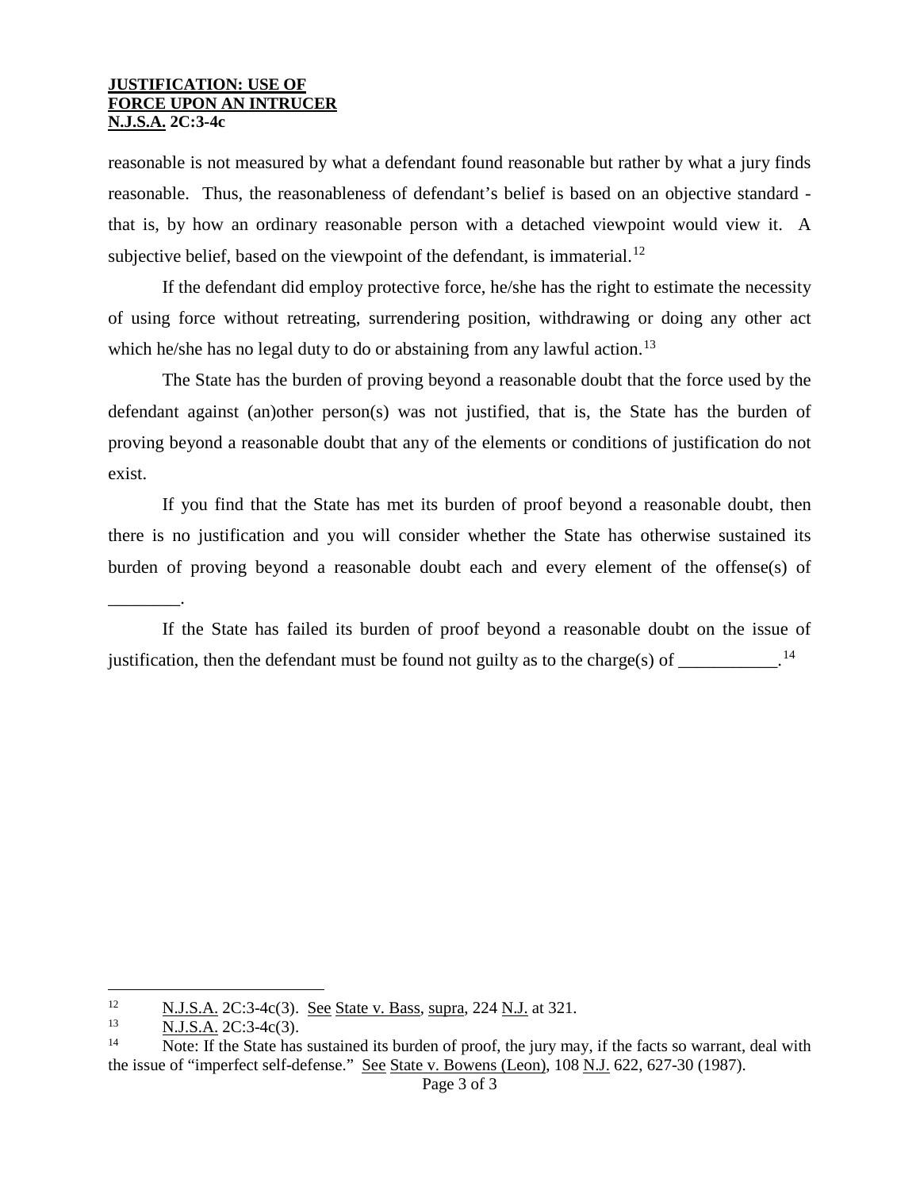reasonable is not measured by what a defendant found reasonable but rather by what a jury finds reasonable. Thus, the reasonableness of defendant's belief is based on an objective standard - that is, by how an ordinary reasonable person with a detached viewpoint would view it. A subjective belief, based on the viewpoint of the defendant, is immaterial.[12]

If the defendant did employ protective force, he/she has the right to estimate the necessity of using force without retreating, surrendering position, withdrawing or doing any other act which he/she has no legal duty to do or abstaining from any lawful action.[13]

The State has the burden of proving beyond a reasonable doubt that the force used by the defendant against (an)other person(s) was not justified, that is, the State has the burden of proving beyond a reasonable doubt that any of the elements or conditions of justification do not exist.

If you find that the State has met its burden of proof beyond a reasonable doubt, then there is no justification and you will consider whether the State has otherwise sustained its burden of proving beyond a reasonable doubt each and every element of the offense(s) of ________.

If the State has failed its burden of proof beyond a reasonable doubt on the issue of justification, then the defendant must be found not guilty as to the charge(s) of ___________.[14]

---

[12] N.J.S.A. 2C:3-4c(3). See State v. Bass, supra, 224 N.J. at 321.

[13] N.J.S.A. 2C:3-4c(3).

[14] Note: If the State has sustained its burden of proof, the jury may, if the facts so warrant, deal with the issue of "imperfect self-defense." See State v. Bowens (Leon), 108 N.J. 622, 627-30 (1987).